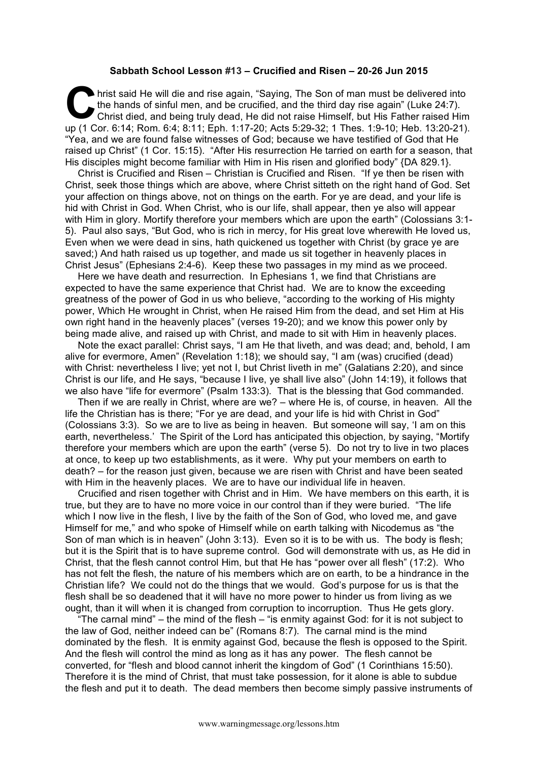**Sabbath School Lesson #13 – Crucified and Risen – 20-26 Jun 2015**

Christ said He will die and rise again, "Saying, The Son of man must be delivered into the hands of sinful men, and be crucified, and the third day rise again" (Luke 24:7). Christ died, and being truly dead, He did not raise Himself, but His Father raised Him up (1 Cor. 6:14; Rom. 6:4; 8:11; Eph. 1:17-20; Acts 5:29-32; 1 Thes. 1:9-10; Heb. 13:20-21). "Yea, and we are found false witnesses of God; because we have testified of God that He raised up Christ" (1 Cor. 15:15). "After His resurrection He tarried on earth for a season, that His disciples might become familiar with Him in His risen and glorified body" {DA 829.1}.

Christ is Crucified and Risen – Christian is Crucified and Risen. "If ye then be risen with Christ, seek those things which are above, where Christ sitteth on the right hand of God. Set your affection on things above, not on things on the earth. For ye are dead, and your life is hid with Christ in God. When Christ, who is our life, shall appear, then ye also will appear with Him in glory. Mortify therefore your members which are upon the earth" (Colossians 3:1-5). Paul also says, "But God, who is rich in mercy, for His great love wherewith He loved us, Even when we were dead in sins, hath quickened us together with Christ (by grace ye are saved;) And hath raised us up together, and made us sit together in heavenly places in Christ Jesus" (Ephesians 2:4-6). Keep these two passages in my mind as we proceed.

Here we have death and resurrection. In Ephesians 1, we find that Christians are expected to have the same experience that Christ had. We are to know the exceeding greatness of the power of God in us who believe, "according to the working of His mighty power, Which He wrought in Christ, when He raised Him from the dead, and set Him at His own right hand in the heavenly places" (verses 19-20); and we know this power only by being made alive, and raised up with Christ, and made to sit with Him in heavenly places.

Note the exact parallel: Christ says, "I am He that liveth, and was dead; and, behold, I am alive for evermore, Amen" (Revelation 1:18); we should say, "I am (was) crucified (dead) with Christ: nevertheless I live; yet not I, but Christ liveth in me" (Galatians 2:20), and since Christ is our life, and He says, "because I live, ye shall live also" (John 14:19), it follows that we also have "life for evermore" (Psalm 133:3). That is the blessing that God commanded.

Then if we are really in Christ, where are we? – where He is, of course, in heaven. All the life the Christian has is there; "For ye are dead, and your life is hid with Christ in God" (Colossians 3:3). So we are to live as being in heaven. But someone will say, 'I am on this earth, nevertheless.' The Spirit of the Lord has anticipated this objection, by saying, "Mortify therefore your members which are upon the earth" (verse 5). Do not try to live in two places at once, to keep up two establishments, as it were. Why put your members on earth to death? – for the reason just given, because we are risen with Christ and have been seated with Him in the heavenly places. We are to have our individual life in heaven.

Crucified and risen together with Christ and in Him. We have members on this earth, it is true, but they are to have no more voice in our control than if they were buried. "The life which I now live in the flesh, I live by the faith of the Son of God, who loved me, and gave Himself for me," and who spoke of Himself while on earth talking with Nicodemus as "the Son of man which is in heaven" (John 3:13). Even so it is to be with us. The body is flesh; but it is the Spirit that is to have supreme control. God will demonstrate with us, as He did in Christ, that the flesh cannot control Him, but that He has "power over all flesh" (17:2). Who has not felt the flesh, the nature of his members which are on earth, to be a hindrance in the Christian life? We could not do the things that we would. God's purpose for us is that the flesh shall be so deadened that it will have no more power to hinder us from living as we ought, than it will when it is changed from corruption to incorruption. Thus He gets glory.

"The carnal mind" – the mind of the flesh – "is enmity against God: for it is not subject to the law of God, neither indeed can be" (Romans 8:7). The carnal mind is the mind dominated by the flesh. It is enmity against God, because the flesh is opposed to the Spirit. And the flesh will control the mind as long as it has any power. The flesh cannot be converted, for "flesh and blood cannot inherit the kingdom of God" (1 Corinthians 15:50). Therefore it is the mind of Christ, that must take possession, for it alone is able to subdue the flesh and put it to death. The dead members then become simply passive instruments of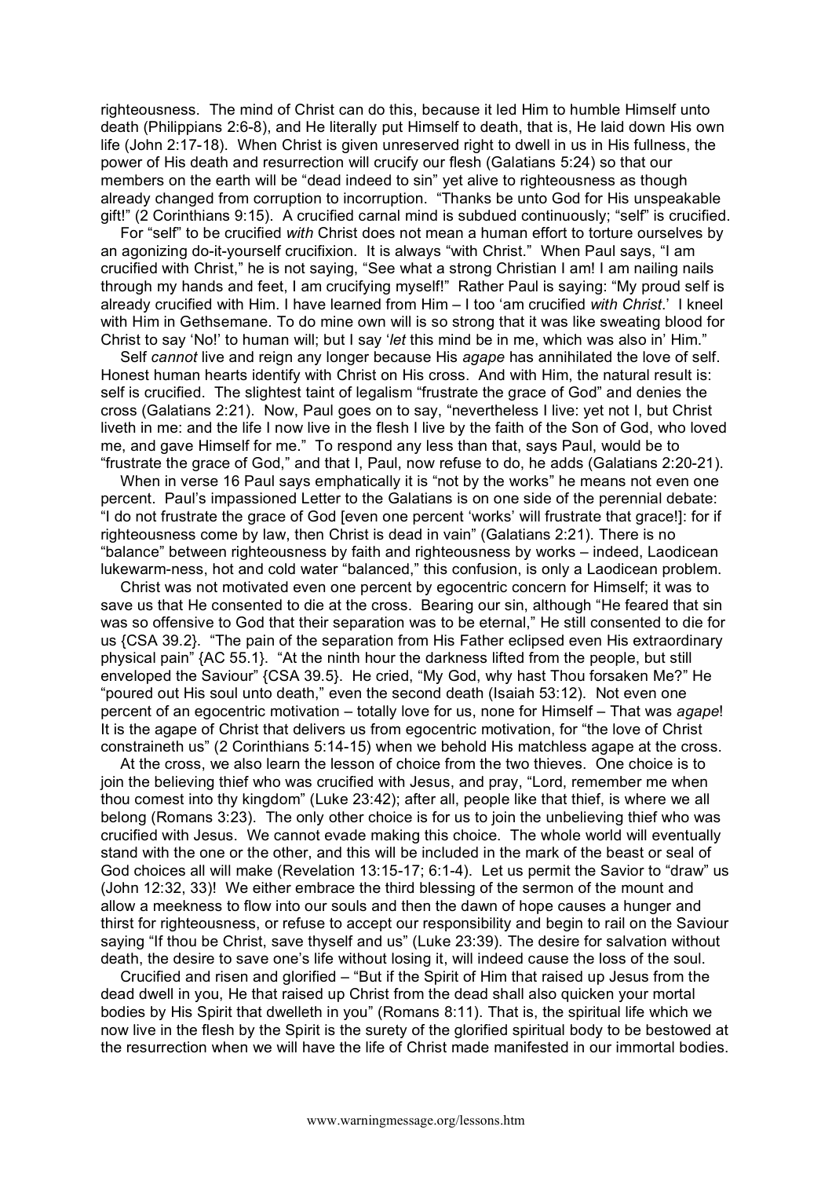righteousness. The mind of Christ can do this, because it led Him to humble Himself unto death (Philippians 2:6-8), and He literally put Himself to death, that is, He laid down His own life (John 2:17-18). When Christ is given unreserved right to dwell in us in His fullness, the power of His death and resurrection will crucify our flesh (Galatians 5:24) so that our members on the earth will be "dead indeed to sin" yet alive to righteousness as though already changed from corruption to incorruption. "Thanks be unto God for His unspeakable gift!" (2 Corinthians 9:15). A crucified carnal mind is subdued continuously; "self" is crucified.

For "self" to be crucified *with* Christ does not mean a human effort to torture ourselves by an agonizing do-it-yourself crucifixion. It is always "with Christ." When Paul says, "I am crucified with Christ," he is not saying, "See what a strong Christian I am! I am nailing nails through my hands and feet, I am crucifying myself!" Rather Paul is saying: "My proud self is already crucified with Him. I have learned from Him – I too 'am crucified *with Christ*.' I kneel with Him in Gethsemane. To do mine own will is so strong that it was like sweating blood for Christ to say 'No!' to human will; but I say '*let* this mind be in me, which was also in' Him."

Self *cannot* live and reign any longer because His *agape* has annihilated the love of self. Honest human hearts identify with Christ on His cross. And with Him, the natural result is: self is crucified. The slightest taint of legalism "frustrate the grace of God" and denies the cross (Galatians 2:21). Now, Paul goes on to say, "nevertheless I live: yet not I, but Christ liveth in me: and the life I now live in the flesh I live by the faith of the Son of God, who loved me, and gave Himself for me." To respond any less than that, says Paul, would be to "frustrate the grace of God," and that I, Paul, now refuse to do, he adds (Galatians 2:20-21).

When in verse 16 Paul says emphatically it is "not by the works" he means not even one percent. Paul's impassioned Letter to the Galatians is on one side of the perennial debate: "I do not frustrate the grace of God [even one percent 'works' will frustrate that grace!]: for if righteousness come by law, then Christ is dead in vain" (Galatians 2:21). There is no "balance" between righteousness by faith and righteousness by works – indeed, Laodicean lukewarm-ness, hot and cold water "balanced," this confusion, is only a Laodicean problem.

Christ was not motivated even one percent by egocentric concern for Himself; it was to save us that He consented to die at the cross. Bearing our sin, although "He feared that sin was so offensive to God that their separation was to be eternal," He still consented to die for us {CSA 39.2}. "The pain of the separation from His Father eclipsed even His extraordinary physical pain" {AC 55.1}. "At the ninth hour the darkness lifted from the people, but still enveloped the Saviour" {CSA 39.5}. He cried, "My God, why hast Thou forsaken Me?" He "poured out His soul unto death," even the second death (Isaiah 53:12). Not even one percent of an egocentric motivation – totally love for us, none for Himself – That was *agape*! It is the agape of Christ that delivers us from egocentric motivation, for "the love of Christ constraineth us" (2 Corinthians 5:14-15) when we behold His matchless agape at the cross.

At the cross, we also learn the lesson of choice from the two thieves. One choice is to join the believing thief who was crucified with Jesus, and pray, "Lord, remember me when thou comest into thy kingdom" (Luke 23:42); after all, people like that thief, is where we all belong (Romans 3:23). The only other choice is for us to join the unbelieving thief who was crucified with Jesus. We cannot evade making this choice. The whole world will eventually stand with the one or the other, and this will be included in the mark of the beast or seal of God choices all will make (Revelation 13:15-17; 6:1-4). Let us permit the Savior to "draw" us (John 12:32, 33)! We either embrace the third blessing of the sermon of the mount and allow a meekness to flow into our souls and then the dawn of hope causes a hunger and thirst for righteousness, or refuse to accept our responsibility and begin to rail on the Saviour saying "If thou be Christ, save thyself and us" (Luke 23:39). The desire for salvation without death, the desire to save one's life without losing it, will indeed cause the loss of the soul.

Crucified and risen and glorified – "But if the Spirit of Him that raised up Jesus from the dead dwell in you, He that raised up Christ from the dead shall also quicken your mortal bodies by His Spirit that dwelleth in you" (Romans 8:11). That is, the spiritual life which we now live in the flesh by the Spirit is the surety of the glorified spiritual body to be bestowed at the resurrection when we will have the life of Christ made manifested in our immortal bodies.

www.warningmessage.org/lessons.htm